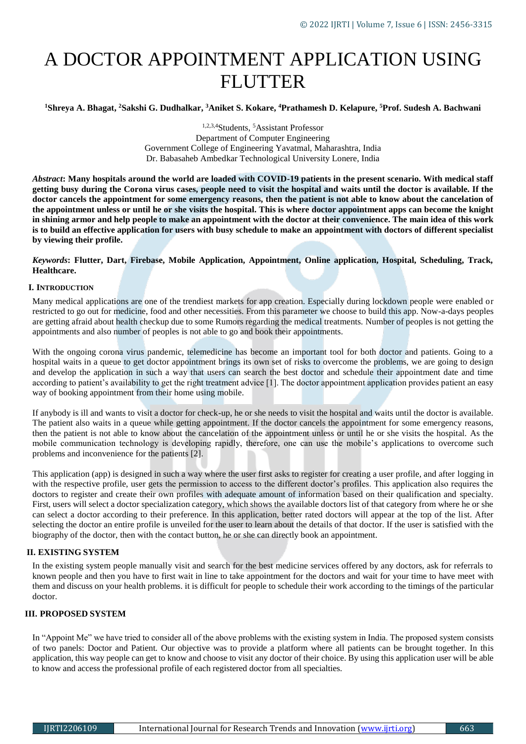# A DOCTOR APPOINTMENT APPLICATION USING FLUTTER

**[1]Shreya A. Bhagat, [2]Sakshi G. Dudhalkar, [3]Aniket S. Kokare, [4]Prathamesh D. Kelapure, [5]Prof. Sudesh A. Bachwani**

[1,2,3,4]Students, [5]Assistant Professor
Department of Computer Engineering
Government College of Engineering Yavatmal, Maharashtra, India
Dr. Babasaheb Ambedkar Technological University Lonere, India

***Abstract*: Many hospitals around the world are loaded with COVID-19 patients in the present scenario. With medical staff getting busy during the Corona virus cases, people need to visit the hospital and waits until the doctor is available. If the doctor cancels the appointment for some emergency reasons, then the patient is not able to know about the cancelation of the appointment unless or until he or she visits the hospital. This is where doctor appointment apps can become the knight in shining armor and help people to make an appointment with the doctor at their convenience. The main idea of this work is to build an effective application for users with busy schedule to make an appointment with doctors of different specialist by viewing their profile.**

***Keywords*: Flutter, Dart, Firebase, Mobile Application, Appointment, Online application, Hospital, Scheduling, Track, Healthcare.**

## I. INTRODUCTION

Many medical applications are one of the trendiest markets for app creation. Especially during lockdown people were enabled or restricted to go out for medicine, food and other necessities. From this parameter we choose to build this app. Now-a-days peoples are getting afraid about health checkup due to some Rumors regarding the medical treatments. Number of peoples is not getting the appointments and also number of peoples is not able to go and book their appointments.

With the ongoing corona virus pandemic, telemedicine has become an important tool for both doctor and patients. Going to a hospital waits in a queue to get doctor appointment brings its own set of risks to overcome the problems, we are going to design and develop the application in such a way that users can search the best doctor and schedule their appointment date and time according to patient's availability to get the right treatment advice [1]. The doctor appointment application provides patient an easy way of booking appointment from their home using mobile.

If anybody is ill and wants to visit a doctor for check-up, he or she needs to visit the hospital and waits until the doctor is available. The patient also waits in a queue while getting appointment. If the doctor cancels the appointment for some emergency reasons, then the patient is not able to know about the cancelation of the appointment unless or until he or she visits the hospital. As the mobile communication technology is developing rapidly, therefore, one can use the mobile's applications to overcome such problems and inconvenience for the patients [2].

This application (app) is designed in such a way where the user first asks to register for creating a user profile, and after logging in with the respective profile, user gets the permission to access to the different doctor's profiles. This application also requires the doctors to register and create their own profiles with adequate amount of information based on their qualification and specialty. First, users will select a doctor specialization category, which shows the available doctors list of that category from where he or she can select a doctor according to their preference. In this application, better rated doctors will appear at the top of the list. After selecting the doctor an entire profile is unveiled for the user to learn about the details of that doctor. If the user is satisfied with the biography of the doctor, then with the contact button, he or she can directly book an appointment.

## II. EXISTING SYSTEM

In the existing system people manually visit and search for the best medicine services offered by any doctors, ask for referrals to known people and then you have to first wait in line to take appointment for the doctors and wait for your time to have meet with them and discuss on your health problems. it is difficult for people to schedule their work according to the timings of the particular doctor.

## III. PROPOSED SYSTEM

In "Appoint Me" we have tried to consider all of the above problems with the existing system in India. The proposed system consists of two panels: Doctor and Patient. Our objective was to provide a platform where all patients can be brought together. In this application, this way people can get to know and choose to visit any doctor of their choice. By using this application user will be able to know and access the professional profile of each registered doctor from all specialties.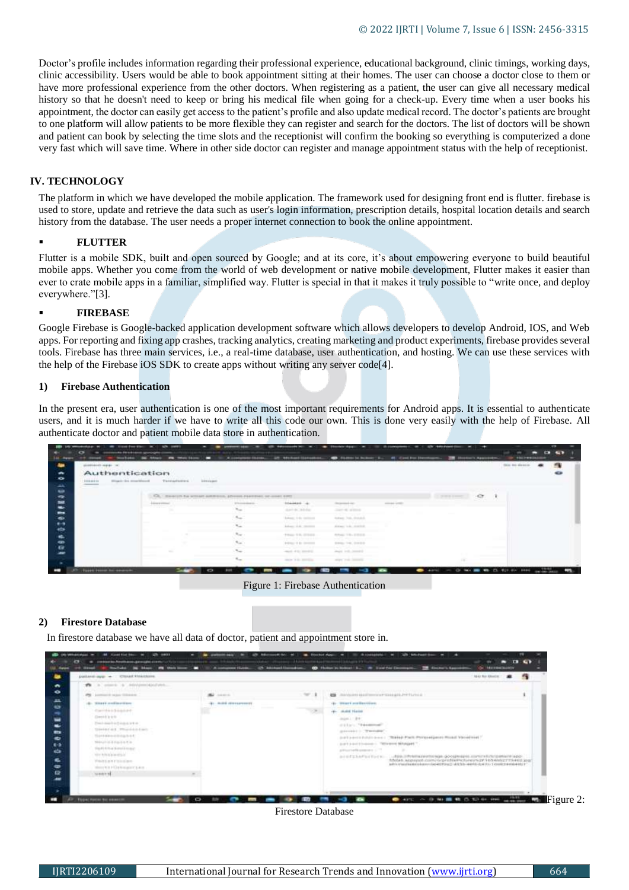Doctor's profile includes information regarding their professional experience, educational background, clinic timings, working days, clinic accessibility. Users would be able to book appointment sitting at their homes. The user can choose a doctor close to them or have more professional experience from the other doctors. When registering as a patient, the user can give all necessary medical history so that he doesn't need to keep or bring his medical file when going for a check-up. Every time when a user books his appointment, the doctor can easily get access to the patient's profile and also update medical record. The doctor's patients are brought to one platform will allow patients to be more flexible they can register and search for the doctors. The list of doctors will be shown and patient can book by selecting the time slots and the receptionist will confirm the booking so everything is computerized a done very fast which will save time. Where in other side doctor can register and manage appointment status with the help of receptionist.

## IV. TECHNOLOGY

The platform in which we have developed the mobile application. The framework used for designing front end is flutter. firebase is used to store, update and retrieve the data such as user's login information, prescription details, hospital location details and search history from the database. The user needs a proper internet connection to book the online appointment.

- **FLUTTER**

Flutter is a mobile SDK, built and open sourced by Google; and at its core, it's about empowering everyone to build beautiful mobile apps. Whether you come from the world of web development or native mobile development, Flutter makes it easier than ever to crate mobile apps in a familiar, simplified way. Flutter is special in that it makes it truly possible to "write once, and deploy everywhere."[3].

- **FIREBASE**

Google Firebase is Google-backed application development software which allows developers to develop Android, IOS, and Web apps. For reporting and fixing app crashes, tracking analytics, creating marketing and product experiments, firebase provides several tools. Firebase has three main services, i.e., a real-time database, user authentication, and hosting. We can use these services with the help of the Firebase iOS SDK to create apps without writing any server code[4].

### 1) Firebase Authentication

In the present era, user authentication is one of the most important requirements for Android apps. It is essential to authenticate users, and it is much harder if we have to write all this code our own. This is done very easily with the help of Firebase. All authenticate doctor and patient mobile data store in authentication.

Figure 1: Firebase Authentication

### 2) Firestore Database

In firestore database we have all data of doctor, patient and appointment store in.

Figure 2: Firestore Database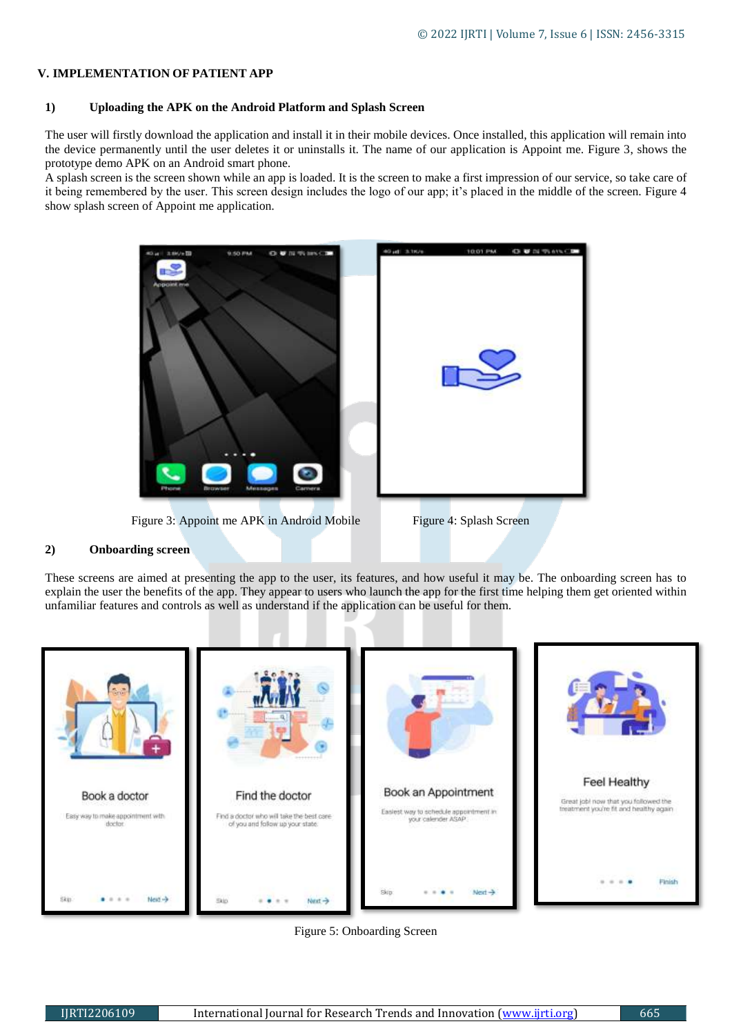## V. IMPLEMENTATION OF PATIENT APP

### 1) Uploading the APK on the Android Platform and Splash Screen

The user will firstly download the application and install it in their mobile devices. Once installed, this application will remain into the device permanently until the user deletes it or uninstalls it. The name of our application is Appoint me. Figure 3, shows the prototype demo APK on an Android smart phone.

A splash screen is the screen shown while an app is loaded. It is the screen to make a first impression of our service, so take care of it being remembered by the user. This screen design includes the logo of our app; it's placed in the middle of the screen. Figure 4 show splash screen of Appoint me application.

Figure 3: Appoint me APK in Android Mobile

Figure 4: Splash Screen

### 2) Onboarding screen

These screens are aimed at presenting the app to the user, its features, and how useful it may be. The onboarding screen has to explain the user the benefits of the app. They appear to users who launch the app for the first time helping them get oriented within unfamiliar features and controls as well as understand if the application can be useful for them.

Figure 5: Onboarding Screen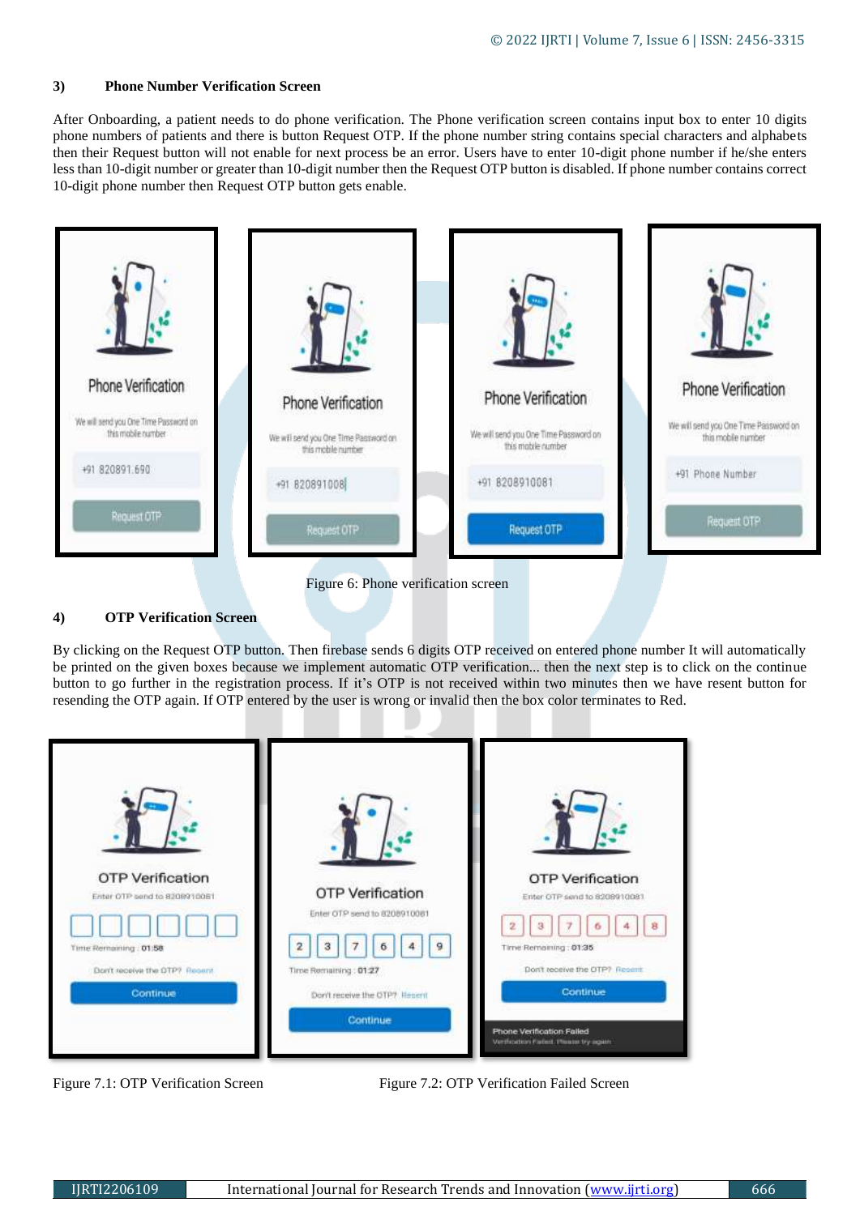### 3) Phone Number Verification Screen

After Onboarding, a patient needs to do phone verification. The Phone verification screen contains input box to enter 10 digits phone numbers of patients and there is button Request OTP. If the phone number string contains special characters and alphabets then their Request button will not enable for next process be an error. Users have to enter 10-digit phone number if he/she enters less than 10-digit number or greater than 10-digit number then the Request OTP button is disabled. If phone number contains correct 10-digit phone number then Request OTP button gets enable.

Figure 6: Phone verification screen

### 4) OTP Verification Screen

By clicking on the Request OTP button. Then firebase sends 6 digits OTP received on entered phone number It will automatically be printed on the given boxes because we implement automatic OTP verification... then the next step is to click on the continue button to go further in the registration process. If it's OTP is not received within two minutes then we have resent button for resending the OTP again. If OTP entered by the user is wrong or invalid then the box color terminates to Red.

Figure 7.1: OTP Verification Screen

Figure 7.2: OTP Verification Failed Screen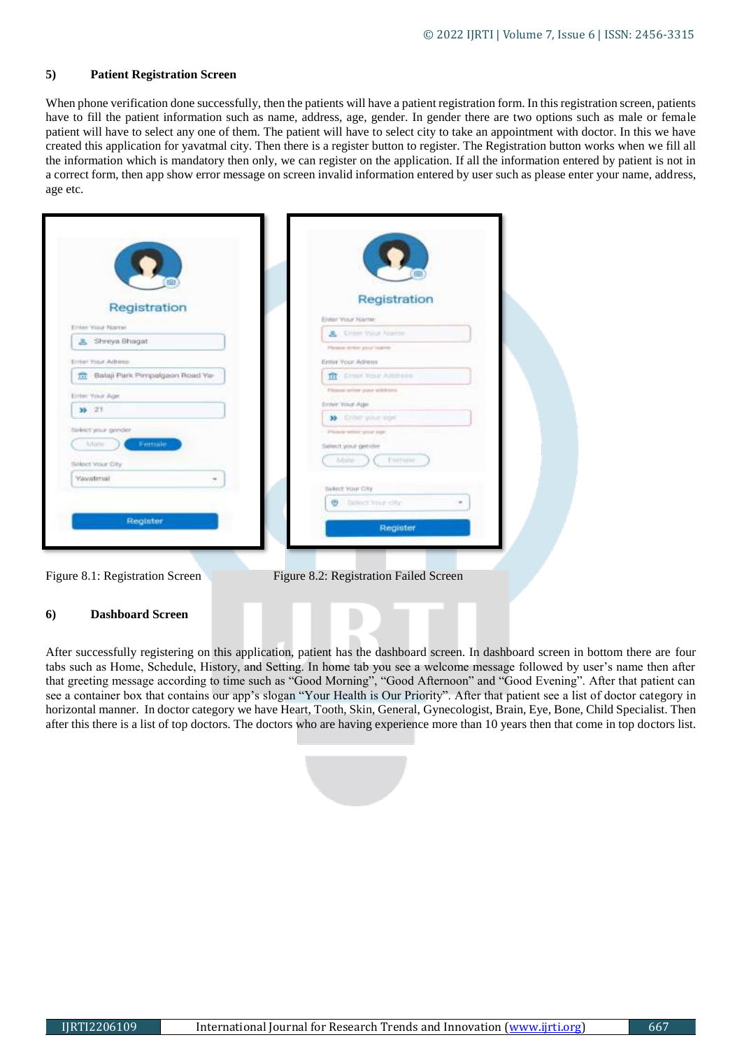### 5) Patient Registration Screen

When phone verification done successfully, then the patients will have a patient registration form. In this registration screen, patients have to fill the patient information such as name, address, age, gender. In gender there are two options such as male or female patient will have to select any one of them. The patient will have to select city to take an appointment with doctor. In this we have created this application for yavatmal city. Then there is a register button to register. The Registration button works when we fill all the information which is mandatory then only, we can register on the application. If all the information entered by patient is not in a correct form, then app show error message on screen invalid information entered by user such as please enter your name, address, age etc.

Figure 8.1: Registration Screen

Figure 8.2: Registration Failed Screen

### 6) Dashboard Screen

After successfully registering on this application, patient has the dashboard screen. In dashboard screen in bottom there are four tabs such as Home, Schedule, History, and Setting. In home tab you see a welcome message followed by user's name then after that greeting message according to time such as "Good Morning", "Good Afternoon" and "Good Evening". After that patient can see a container box that contains our app's slogan "Your Health is Our Priority". After that patient see a list of doctor category in horizontal manner. In doctor category we have Heart, Tooth, Skin, General, Gynecologist, Brain, Eye, Bone, Child Specialist. Then after this there is a list of top doctors. The doctors who are having experience more than 10 years then that come in top doctors list.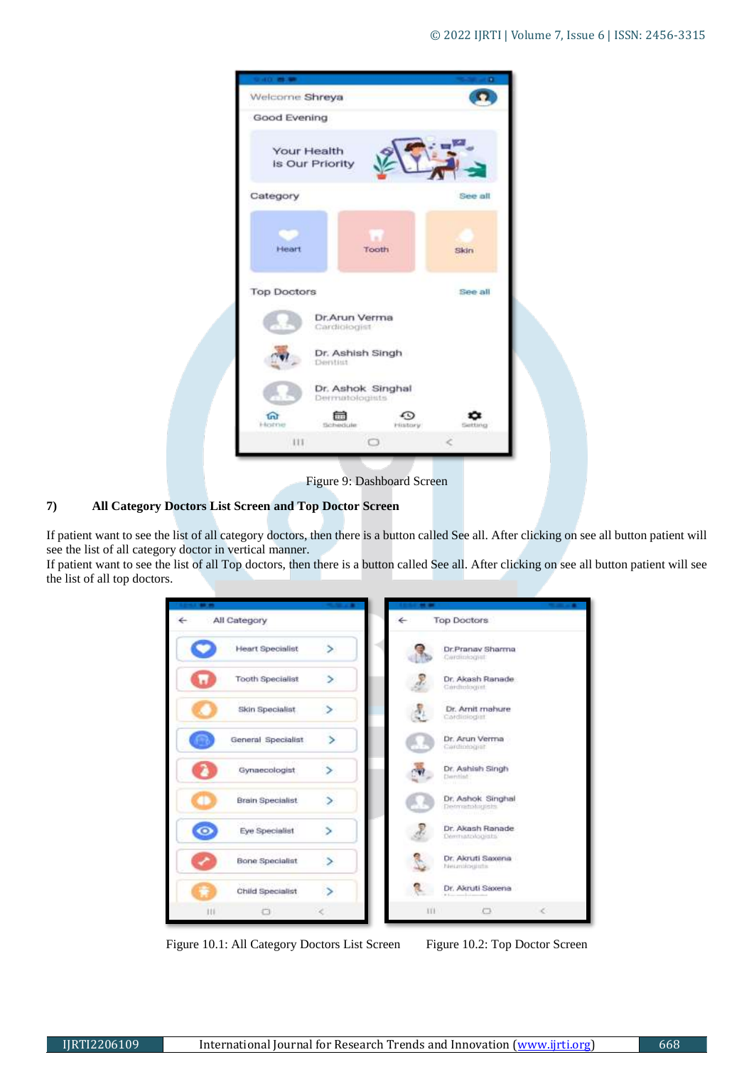Figure 9: Dashboard Screen

### 7) All Category Doctors List Screen and Top Doctor Screen

If patient want to see the list of all category doctors, then there is a button called See all. After clicking on see all button patient will see the list of all category doctor in vertical manner.

If patient want to see the list of all Top doctors, then there is a button called See all. After clicking on see all button patient will see the list of all top doctors.

Figure 10.1: All Category Doctors List Screen

Figure 10.2: Top Doctor Screen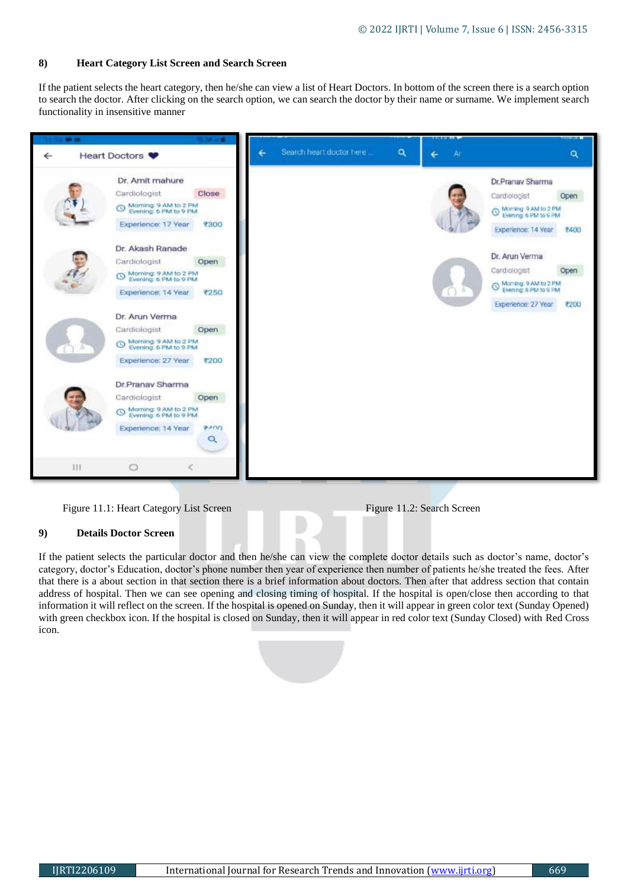### 8) Heart Category List Screen and Search Screen

If the patient selects the heart category, then he/she can view a list of Heart Doctors. In bottom of the screen there is a search option to search the doctor. After clicking on the search option, we can search the doctor by their name or surname. We implement search functionality in insensitive manner

Figure 11.1: Heart Category List Screen

Figure 11.2: Search Screen

### 9) Details Doctor Screen

If the patient selects the particular doctor and then he/she can view the complete doctor details such as doctor's name, doctor's category, doctor's Education, doctor's phone number then year of experience then number of patients he/she treated the fees. After that there is a about section in that section there is a brief information about doctors. Then after that address section that contain address of hospital. Then we can see opening and closing timing of hospital. If the hospital is open/close then according to that information it will reflect on the screen. If the hospital is opened on Sunday, then it will appear in green color text (Sunday Opened) with green checkbox icon. If the hospital is closed on Sunday, then it will appear in red color text (Sunday Closed) with Red Cross icon.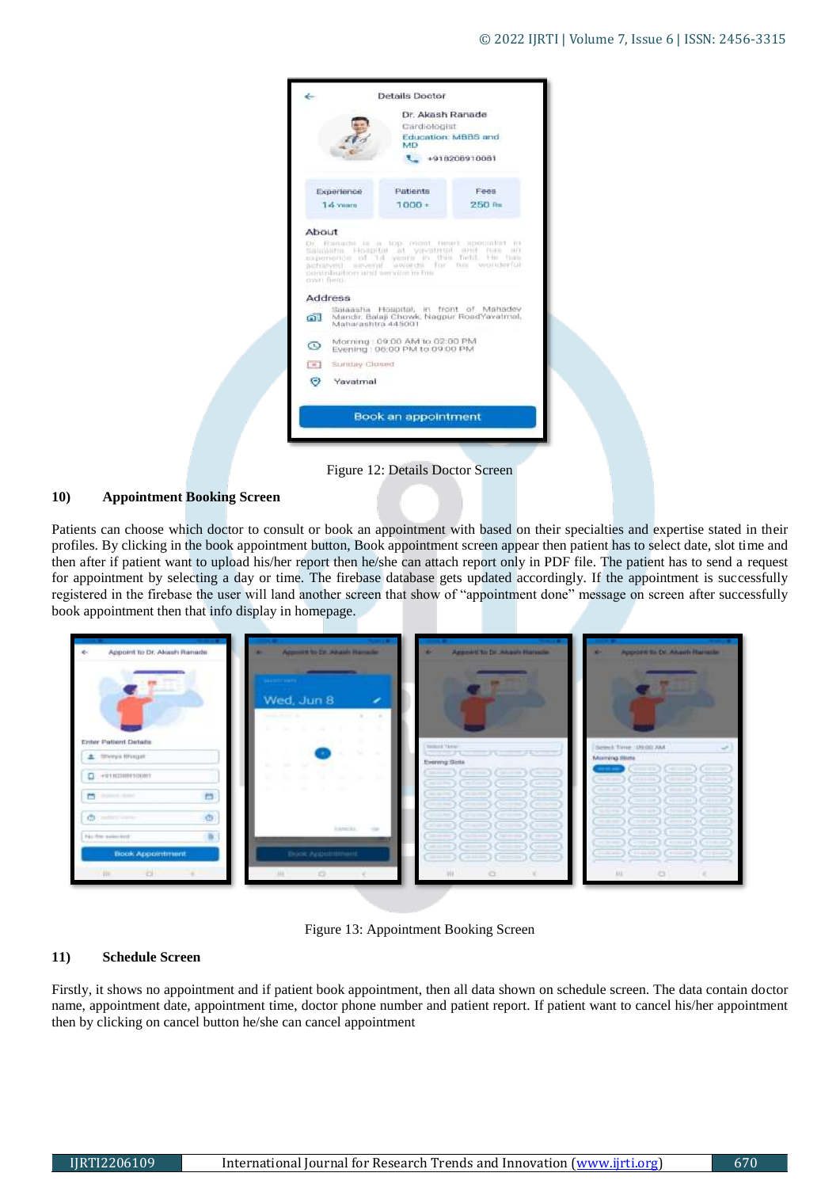Figure 12: Details Doctor Screen

### 10) Appointment Booking Screen

Patients can choose which doctor to consult or book an appointment with based on their specialties and expertise stated in their profiles. By clicking in the book appointment button, Book appointment screen appear then patient has to select date, slot time and then after if patient want to upload his/her report then he/she can attach report only in PDF file. The patient has to send a request for appointment by selecting a day or time. The firebase database gets updated accordingly. If the appointment is successfully registered in the firebase the user will land another screen that show of "appointment done" message on screen after successfully book appointment then that info display in homepage.

Figure 13: Appointment Booking Screen

### 11) Schedule Screen

Firstly, it shows no appointment and if patient book appointment, then all data shown on schedule screen. The data contain doctor name, appointment date, appointment time, doctor phone number and patient report. If patient want to cancel his/her appointment then by clicking on cancel button he/she can cancel appointment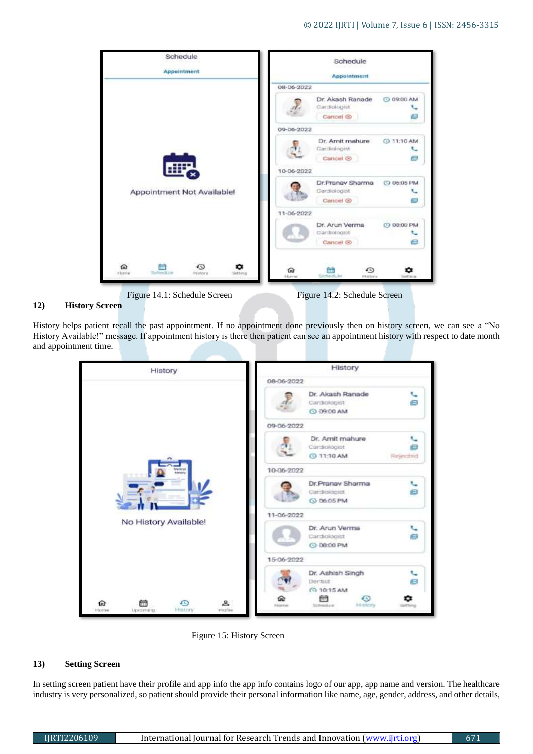Figure 14.1: Schedule Screen

Figure 14.2: Schedule Screen

## 12) History Screen

History helps patient recall the past appointment. If no appointment done previously then on history screen, we can see a "No History Available!" message. If appointment history is there then patient can see an appointment history with respect to date month and appointment time.

Figure 15: History Screen

## 13) Setting Screen

In setting screen patient have their profile and app info the app info contains logo of our app, app name and version. The healthcare industry is very personalized, so patient should provide their personal information like name, age, gender, address, and other details,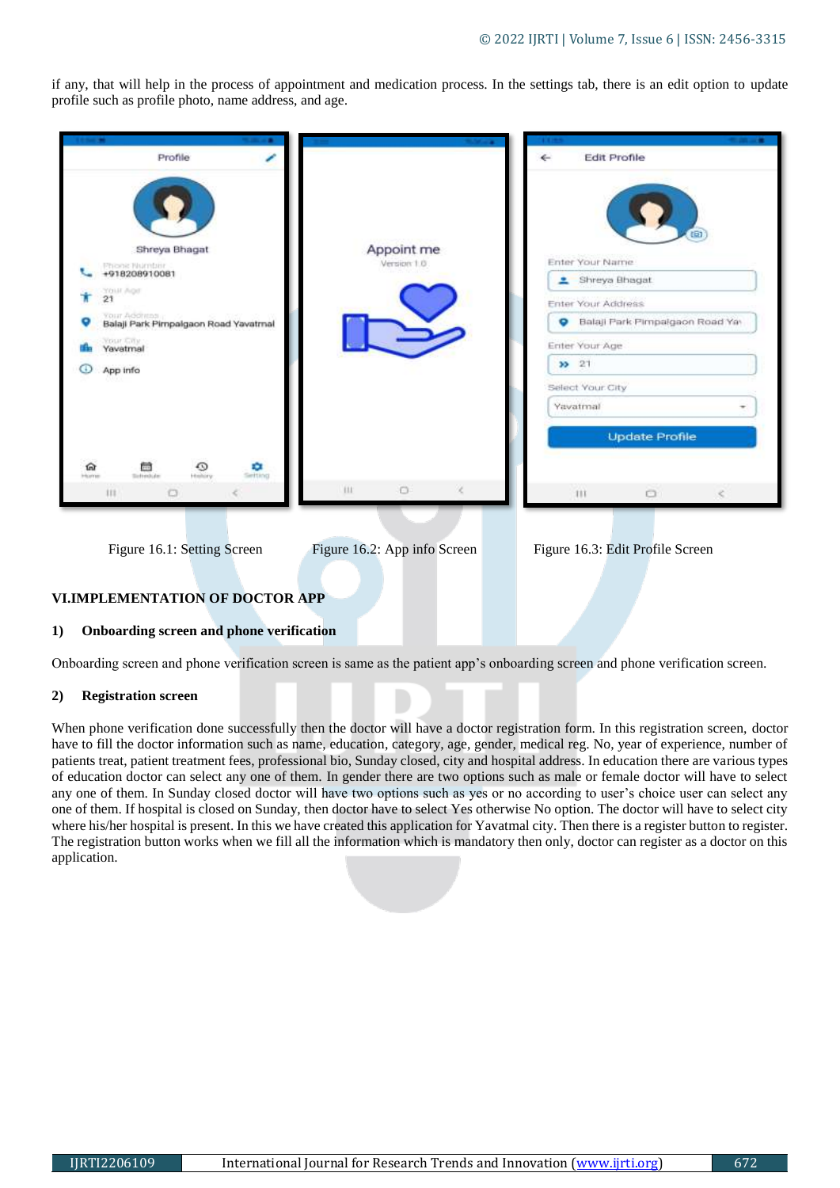if any, that will help in the process of appointment and medication process. In the settings tab, there is an edit option to update profile such as profile photo, name address, and age.

Figure 16.1: Setting Screen Figure 16.2: App info Screen Figure 16.3: Edit Profile Screen

## VI.IMPLEMENTATION OF DOCTOR APP

### 1) Onboarding screen and phone verification

Onboarding screen and phone verification screen is same as the patient app's onboarding screen and phone verification screen.

### 2) Registration screen

When phone verification done successfully then the doctor will have a doctor registration form. In this registration screen, doctor have to fill the doctor information such as name, education, category, age, gender, medical reg. No, year of experience, number of patients treat, patient treatment fees, professional bio, Sunday closed, city and hospital address. In education there are various types of education doctor can select any one of them. In gender there are two options such as male or female doctor will have to select any one of them. In Sunday closed doctor will have two options such as yes or no according to user's choice user can select any one of them. If hospital is closed on Sunday, then doctor have to select Yes otherwise No option. The doctor will have to select city where his/her hospital is present. In this we have created this application for Yavatmal city. Then there is a register button to register. The registration button works when we fill all the information which is mandatory then only, doctor can register as a doctor on this application.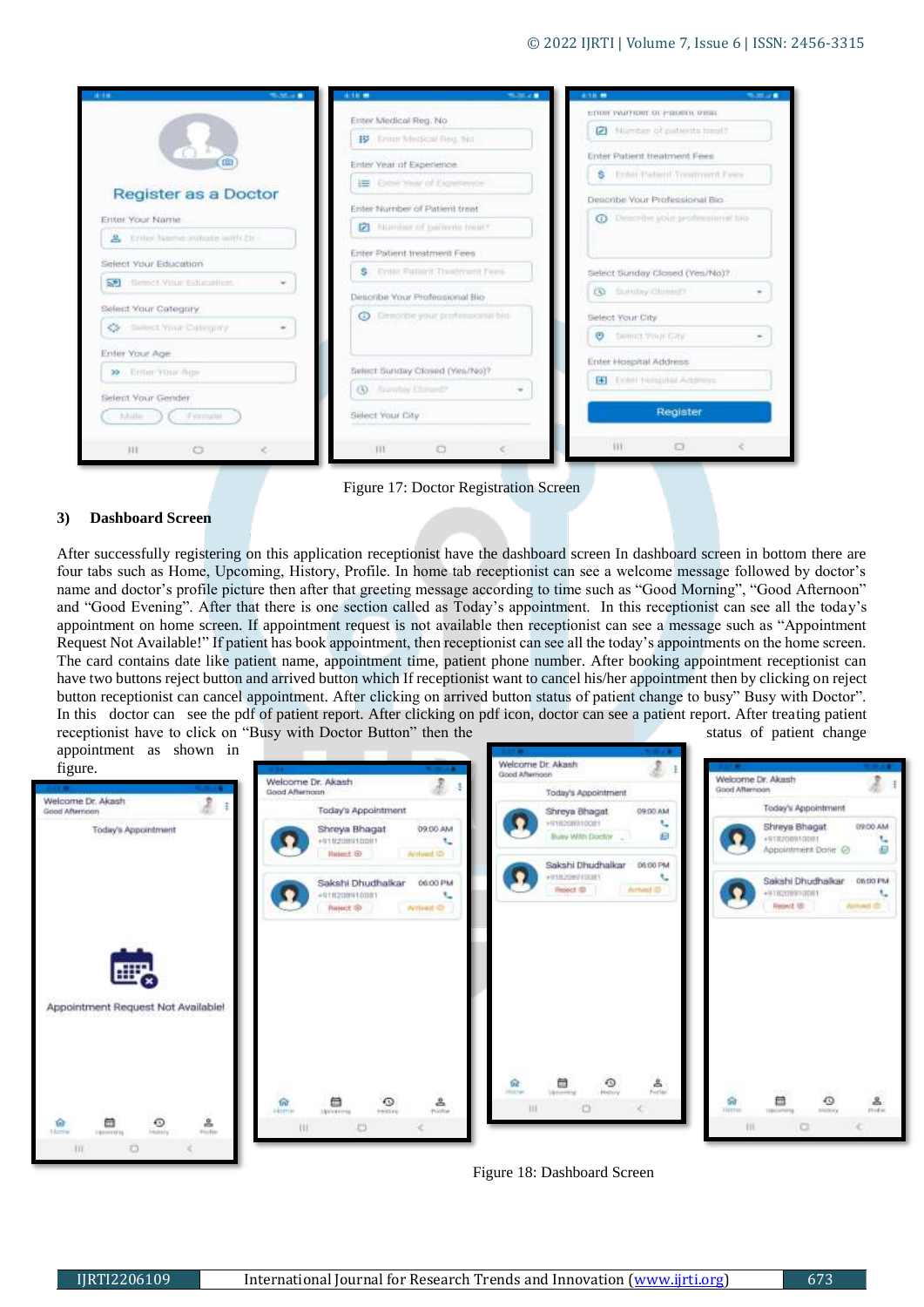Figure 17: Doctor Registration Screen

### 3) Dashboard Screen

After successfully registering on this application receptionist have the dashboard screen In dashboard screen in bottom there are four tabs such as Home, Upcoming, History, Profile. In home tab receptionist can see a welcome message followed by doctor's name and doctor's profile picture then after that greeting message according to time such as "Good Morning", "Good Afternoon" and "Good Evening". After that there is one section called as Today's appointment. In this receptionist can see all the today's appointment on home screen. If appointment request is not available then receptionist can see a message such as "Appointment Request Not Available!" If patient has book appointment, then receptionist can see all the today's appointments on the home screen. The card contains date like patient name, appointment time, patient phone number. After booking appointment receptionist can have two buttons reject button and arrived button which If receptionist want to cancel his/her appointment then by clicking on reject button receptionist can cancel appointment. After clicking on arrived button status of patient change to busy" Busy with Doctor". In this doctor can see the pdf of patient report. After clicking on pdf icon, doctor can see a patient report. After treating patient receptionist have to click on "Busy with Doctor Button" then the status of patient change appointment as shown in figure.

Figure 18: Dashboard Screen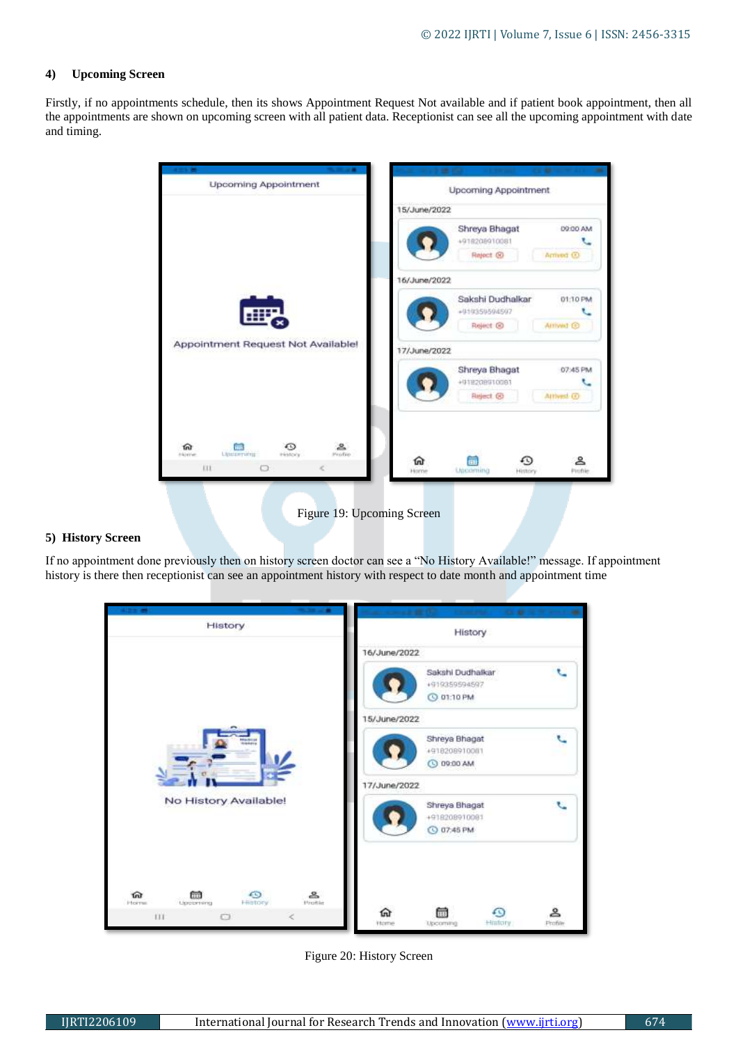#### 4) Upcoming Screen

Firstly, if no appointments schedule, then its shows Appointment Request Not available and if patient book appointment, then all the appointments are shown on upcoming screen with all patient data. Receptionist can see all the upcoming appointment with date and timing.

Figure 19: Upcoming Screen

#### 5) History Screen

If no appointment done previously then on history screen doctor can see a "No History Available!" message. If appointment history is there then receptionist can see an appointment history with respect to date month and appointment time

Figure 20: History Screen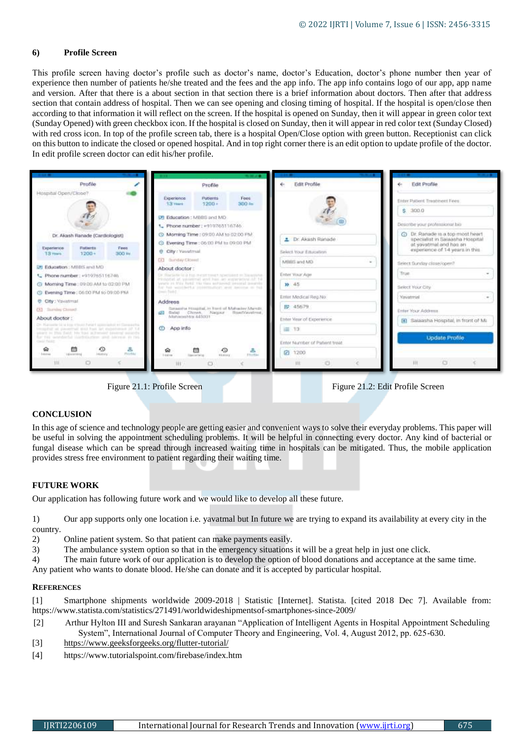### 6) Profile Screen

This profile screen having doctor's profile such as doctor's name, doctor's Education, doctor's phone number then year of experience then number of patients he/she treated and the fees and the app info. The app info contains logo of our app, app name and version. After that there is a about section in that section there is a brief information about doctors. Then after that address section that contain address of hospital. Then we can see opening and closing timing of hospital. If the hospital is open/close then according to that information it will reflect on the screen. If the hospital is opened on Sunday, then it will appear in green color text (Sunday Opened) with green checkbox icon. If the hospital is closed on Sunday, then it will appear in red color text (Sunday Closed) with red cross icon. In top of the profile screen tab, there is a hospital Open/Close option with green button. Receptionist can click on this button to indicate the closed or opened hospital. And in top right corner there is an edit option to update profile of the doctor. In edit profile screen doctor can edit his/her profile.

Figure 21.1: Profile Screen

Figure 21.2: Edit Profile Screen

## CONCLUSION

In this age of science and technology people are getting easier and convenient ways to solve their everyday problems. This paper will be useful in solving the appointment scheduling problems. It will be helpful in connecting every doctor. Any kind of bacterial or fungal disease which can be spread through increased waiting time in hospitals can be mitigated. Thus, the mobile application provides stress free environment to patient regarding their waiting time.

## FUTURE WORK

Our application has following future work and we would like to develop all these future.

1) Our app supports only one location i.e. yavatmal but In future we are trying to expand its availability at every city in the country.
2) Online patient system. So that patient can make payments easily.
3) The ambulance system option so that in the emergency situations it will be a great help in just one click.
4) The main future work of our application is to develop the option of blood donations and acceptance at the same time. Any patient who wants to donate blood. He/she can donate and it is accepted by particular hospital.

## REFERENCES

[1] Smartphone shipments worldwide 2009-2018 | Statistic [Internet]. Statista. [cited 2018 Dec 7]. Available from: https://www.statista.com/statistics/271491/worldwideshipmentsof-smartphones-since-2009/

[2] Arthur Hylton III and Suresh Sankaran arayanan "Application of Intelligent Agents in Hospital Appointment Scheduling System", International Journal of Computer Theory and Engineering, Vol. 4, August 2012, pp. 625-630.

[3] https://www.geeksforgeeks.org/flutter-tutorial/

[4] https://www.tutorialspoint.com/firebase/index.htm